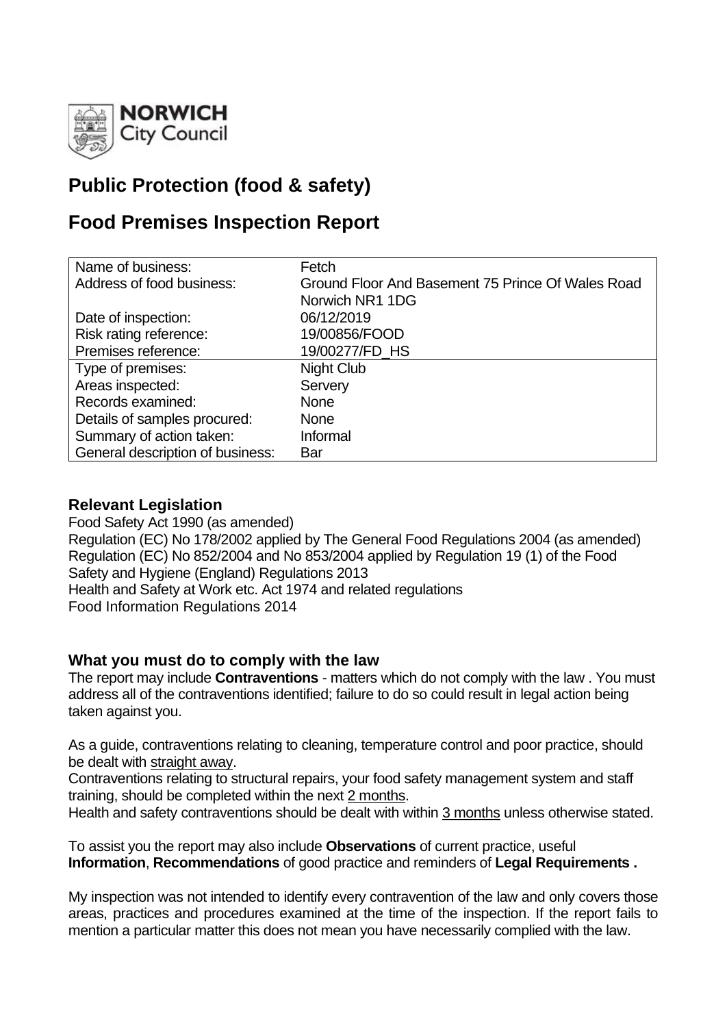NORWICH City Council

# Public Protection (food & safety)

# Food Premises Inspection Report

| Name of business: | Fetch |
|---|---|
| Address of food business: | Ground Floor And Basement 75 Prince Of Wales Road Norwich NR1 1DG |
| Date of inspection: | 06/12/2019 |
| Risk rating reference: | 19/00856/FOOD |
| Premises reference: | 19/00277/FD_HS |
| Type of premises: | Night Club |
| Areas inspected: | Servery |
| Records examined: | None |
| Details of samples procured: | None |
| Summary of action taken: | Informal |
| General description of business: | Bar |

## Relevant Legislation

Food Safety Act 1990 (as amended)
Regulation (EC) No 178/2002 applied by The General Food Regulations 2004 (as amended)
Regulation (EC) No 852/2004 and No 853/2004 applied by Regulation 19 (1) of the Food Safety and Hygiene (England) Regulations 2013
Health and Safety at Work etc. Act 1974 and related regulations
Food Information Regulations 2014

## What you must do to comply with the law

The report may include **Contraventions** - matters which do not comply with the law . You must address all of the contraventions identified; failure to do so could result in legal action being taken against you.

As a guide, contraventions relating to cleaning, temperature control and poor practice, should be dealt with straight away.
Contraventions relating to structural repairs, your food safety management system and staff training, should be completed within the next 2 months.
Health and safety contraventions should be dealt with within 3 months unless otherwise stated.

To assist you the report may also include **Observations** of current practice, useful **Information**, **Recommendations** of good practice and reminders of **Legal Requirements .**

My inspection was not intended to identify every contravention of the law and only covers those areas, practices and procedures examined at the time of the inspection. If the report fails to mention a particular matter this does not mean you have necessarily complied with the law.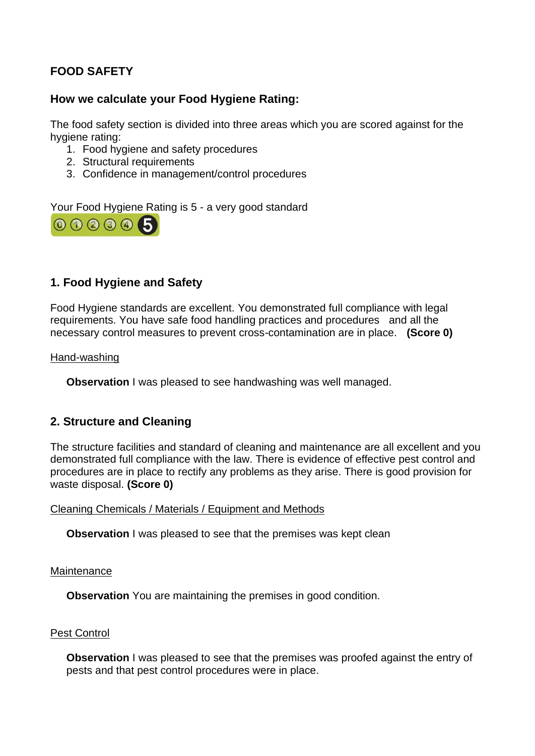## FOOD SAFETY

### How we calculate your Food Hygiene Rating:

The food safety section is divided into three areas which you are scored against for the hygiene rating:

1. Food hygiene and safety procedures
2. Structural requirements
3. Confidence in management/control procedures

Your Food Hygiene Rating is 5 - a very good standard

### 1. Food Hygiene and Safety

Food Hygiene standards are excellent. You demonstrated full compliance with legal requirements. You have safe food handling practices and procedures and all the necessary control measures to prevent cross-contamination are in place. **(Score 0)**

Hand-washing

**Observation** I was pleased to see handwashing was well managed.

### 2. Structure and Cleaning

The structure facilities and standard of cleaning and maintenance are all excellent and you demonstrated full compliance with the law. There is evidence of effective pest control and procedures are in place to rectify any problems as they arise. There is good provision for waste disposal. **(Score 0)**

Cleaning Chemicals / Materials / Equipment and Methods

**Observation** I was pleased to see that the premises was kept clean

Maintenance

**Observation** You are maintaining the premises in good condition.

Pest Control

**Observation** I was pleased to see that the premises was proofed against the entry of pests and that pest control procedures were in place.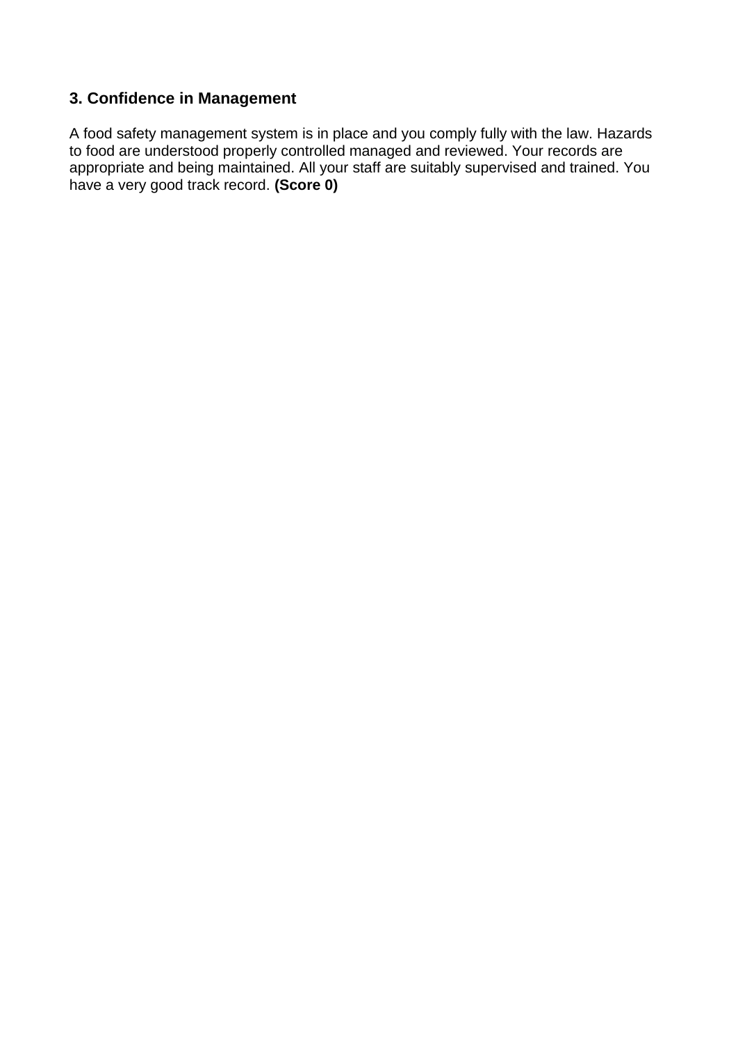### 3. Confidence in Management

A food safety management system is in place and you comply fully with the law. Hazards to food are understood properly controlled managed and reviewed. Your records are appropriate and being maintained. All your staff are suitably supervised and trained. You have a very good track record. **(Score 0)**